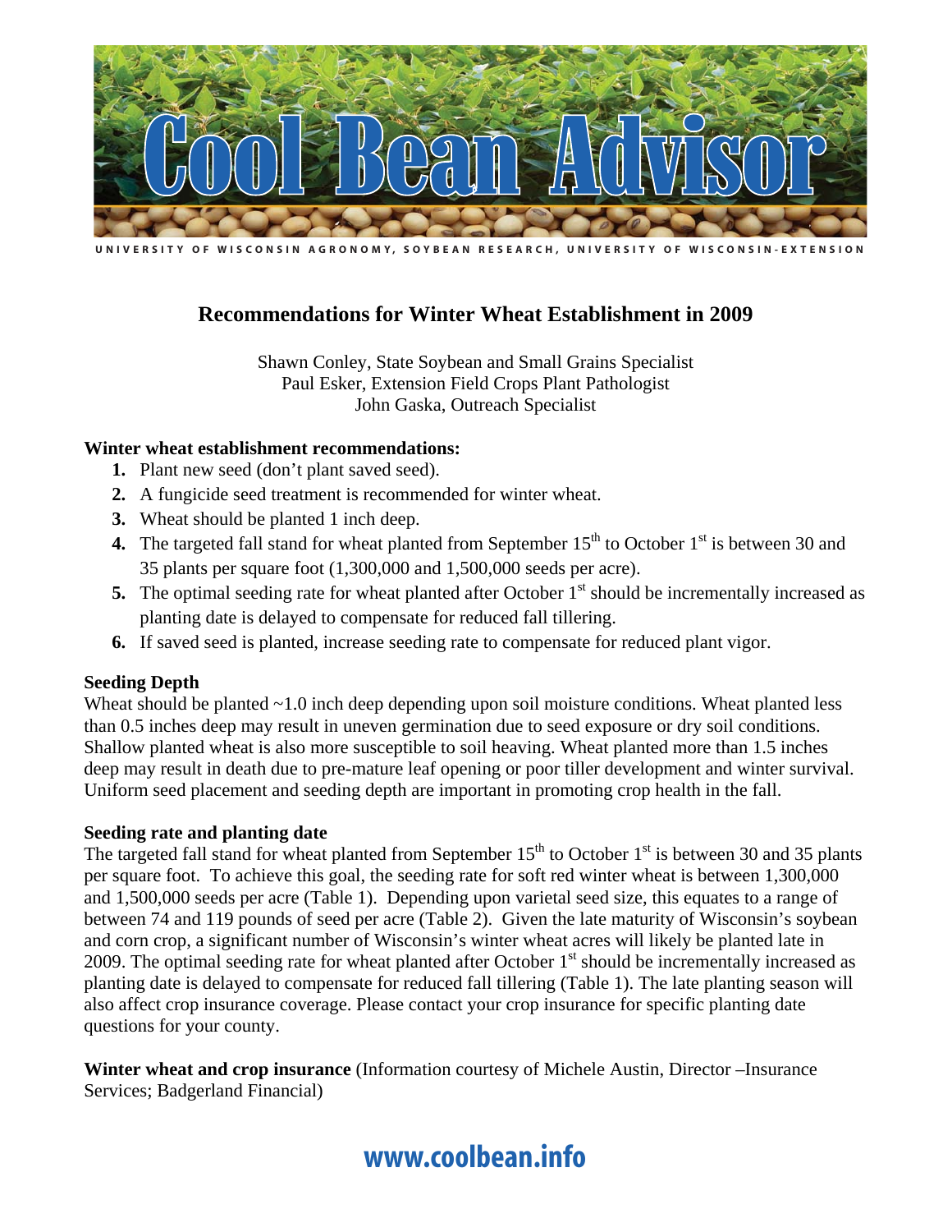# Cool Bean Advisor

UNIVERSITY OF WISCONSIN AGRONOMY, SOYBEAN RESEARCH, UNIVERSITY OF WISCONSIN-EXTENSION

## Recommendations for Winter Wheat Establishment in 2009

Shawn Conley, State Soybean and Small Grains Specialist
Paul Esker, Extension Field Crops Plant Pathologist
John Gaska, Outreach Specialist

**Winter wheat establishment recommendations:**

1. Plant new seed (don't plant saved seed).
2. A fungicide seed treatment is recommended for winter wheat.
3. Wheat should be planted 1 inch deep.
4. The targeted fall stand for wheat planted from September 15th to October 1st is between 30 and 35 plants per square foot (1,300,000 and 1,500,000 seeds per acre).
5. The optimal seeding rate for wheat planted after October 1st should be incrementally increased as planting date is delayed to compensate for reduced fall tillering.
6. If saved seed is planted, increase seeding rate to compensate for reduced plant vigor.

**Seeding Depth**

Wheat should be planted ~1.0 inch deep depending upon soil moisture conditions. Wheat planted less than 0.5 inches deep may result in uneven germination due to seed exposure or dry soil conditions. Shallow planted wheat is also more susceptible to soil heaving. Wheat planted more than 1.5 inches deep may result in death due to pre-mature leaf opening or poor tiller development and winter survival. Uniform seed placement and seeding depth are important in promoting crop health in the fall.

**Seeding rate and planting date**

The targeted fall stand for wheat planted from September 15th to October 1st is between 30 and 35 plants per square foot. To achieve this goal, the seeding rate for soft red winter wheat is between 1,300,000 and 1,500,000 seeds per acre (Table 1). Depending upon varietal seed size, this equates to a range of between 74 and 119 pounds of seed per acre (Table 2). Given the late maturity of Wisconsin's soybean and corn crop, a significant number of Wisconsin's winter wheat acres will likely be planted late in 2009. The optimal seeding rate for wheat planted after October 1st should be incrementally increased as planting date is delayed to compensate for reduced fall tillering (Table 1). The late planting season will also affect crop insurance coverage. Please contact your crop insurance for specific planting date questions for your county.

**Winter wheat and crop insurance** (Information courtesy of Michele Austin, Director –Insurance Services; Badgerland Financial)

www.coolbean.info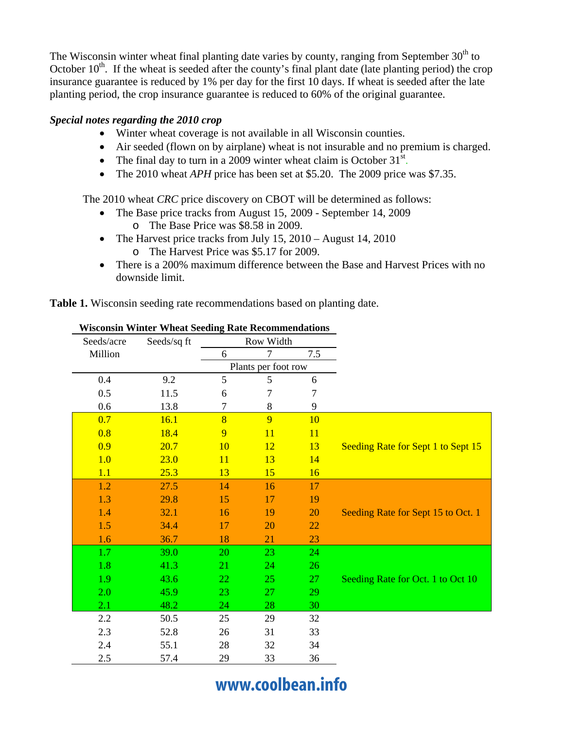The Wisconsin winter wheat final planting date varies by county, ranging from September 30th to October 10th. If the wheat is seeded after the county's final plant date (late planting period) the crop insurance guarantee is reduced by 1% per day for the first 10 days. If wheat is seeded after the late planting period, the crop insurance guarantee is reduced to 60% of the original guarantee.

***Special notes regarding the 2010 crop***

- Winter wheat coverage is not available in all Wisconsin counties.
- Air seeded (flown on by airplane) wheat is not insurable and no premium is charged.
- The final day to turn in a 2009 winter wheat claim is October 31st.
- The 2010 wheat *APH* price has been set at $5.20. The 2009 price was $7.35.

The 2010 wheat *CRC* price discovery on CBOT will be determined as follows:

- The Base price tracks from August 15, 2009 - September 14, 2009
    - The Base Price was $8.58 in 2009.
- The Harvest price tracks from July 15, 2010 – August 14, 2010
    - The Harvest Price was $5.17 for 2009.
- There is a 200% maximum difference between the Base and Harvest Prices with no downside limit.

**Table 1.** Wisconsin seeding rate recommendations based on planting date.

**Wisconsin Winter Wheat Seeding Rate Recommendations**

| Seeds/acre Million | Seeds/sq ft | Row Width 6 | 7 | 7.5 | |
|---|---|---|---|---|---|
| | | Plants per foot row | | | |
| 0.4 | 9.2 | 5 | 5 | 6 | |
| 0.5 | 11.5 | 6 | 7 | 7 | |
| 0.6 | 13.8 | 7 | 8 | 9 | |
| 0.7 | 16.1 | 8 | 9 | 10 | Seeding Rate for Sept 1 to Sept 15 |
| 0.8 | 18.4 | 9 | 11 | 11 | |
| 0.9 | 20.7 | 10 | 12 | 13 | |
| 1.0 | 23.0 | 11 | 13 | 14 | |
| 1.1 | 25.3 | 13 | 15 | 16 | |
| 1.2 | 27.5 | 14 | 16 | 17 | Seeding Rate for Sept 15 to Oct. 1 |
| 1.3 | 29.8 | 15 | 17 | 19 | |
| 1.4 | 32.1 | 16 | 19 | 20 | |
| 1.5 | 34.4 | 17 | 20 | 22 | |
| 1.6 | 36.7 | 18 | 21 | 23 | |
| 1.7 | 39.0 | 20 | 23 | 24 | Seeding Rate for Oct. 1 to Oct 10 |
| 1.8 | 41.3 | 21 | 24 | 26 | |
| 1.9 | 43.6 | 22 | 25 | 27 | |
| 2.0 | 45.9 | 23 | 27 | 29 | |
| 2.1 | 48.2 | 24 | 28 | 30 | |
| 2.2 | 50.5 | 25 | 29 | 32 | |
| 2.3 | 52.8 | 26 | 31 | 33 | |
| 2.4 | 55.1 | 28 | 32 | 34 | |
| 2.5 | 57.4 | 29 | 33 | 36 | |

www.coolbean.info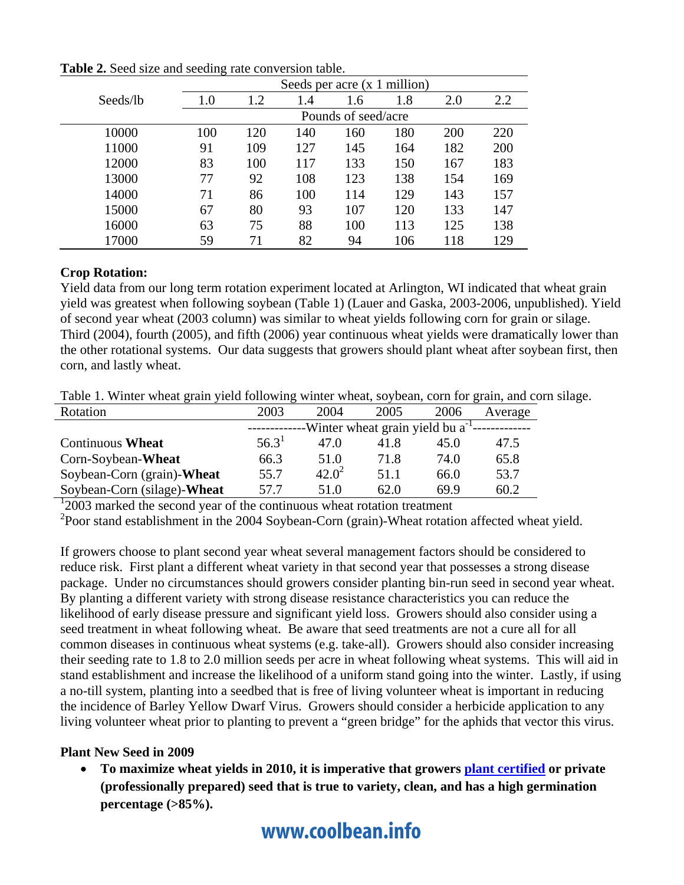**Table 2.** Seed size and seeding rate conversion table.

| Seeds/lb | Seeds per acre (x 1 million) | | | | | | |
|---|---|---|---|---|---|---|---|
| | 1.0 | 1.2 | 1.4 | 1.6 | 1.8 | 2.0 | 2.2 |
| | Pounds of seed/acre | | | | | | |
| 10000 | 100 | 120 | 140 | 160 | 180 | 200 | 220 |
| 11000 | 91 | 109 | 127 | 145 | 164 | 182 | 200 |
| 12000 | 83 | 100 | 117 | 133 | 150 | 167 | 183 |
| 13000 | 77 | 92 | 108 | 123 | 138 | 154 | 169 |
| 14000 | 71 | 86 | 100 | 114 | 129 | 143 | 157 |
| 15000 | 67 | 80 | 93 | 107 | 120 | 133 | 147 |
| 16000 | 63 | 75 | 88 | 100 | 113 | 125 | 138 |
| 17000 | 59 | 71 | 82 | 94 | 106 | 118 | 129 |

**Crop Rotation:**

Yield data from our long term rotation experiment located at Arlington, WI indicated that wheat grain yield was greatest when following soybean (Table 1) (Lauer and Gaska, 2003-2006, unpublished). Yield of second year wheat (2003 column) was similar to wheat yields following corn for grain or silage. Third (2004), fourth (2005), and fifth (2006) year continuous wheat yields were dramatically lower than the other rotational systems. Our data suggests that growers should plant wheat after soybean first, then corn, and lastly wheat.

Table 1. Winter wheat grain yield following winter wheat, soybean, corn for grain, and corn silage.

| Rotation | 2003 | 2004 | 2005 | 2006 | Average |
|---|---|---|---|---|---|
| | Winter wheat grain yield bu $a^{-1}$ | | | | |
| Continuous **Wheat** | 56.3[1] | 47.0 | 41.8 | 45.0 | 47.5 |
| Corn-Soybean-**Wheat** | 66.3 | 51.0 | 71.8 | 74.0 | 65.8 |
| Soybean-Corn (grain)-**Wheat** | 55.7 | 42.0[2] | 51.1 | 66.0 | 53.7 |
| Soybean-Corn (silage)-**Wheat** | 57.7 | 51.0 | 62.0 | 69.9 | 60.2 |

[1]2003 marked the second year of the continuous wheat rotation treatment

[2]Poor stand establishment in the 2004 Soybean-Corn (grain)-Wheat rotation affected wheat yield.

If growers choose to plant second year wheat several management factors should be considered to reduce risk. First plant a different wheat variety in that second year that possesses a strong disease package. Under no circumstances should growers consider planting bin-run seed in second year wheat. By planting a different variety with strong disease resistance characteristics you can reduce the likelihood of early disease pressure and significant yield loss. Growers should also consider using a seed treatment in wheat following wheat. Be aware that seed treatments are not a cure all for all common diseases in continuous wheat systems (e.g. take-all). Growers should also consider increasing their seeding rate to 1.8 to 2.0 million seeds per acre in wheat following wheat systems. This will aid in stand establishment and increase the likelihood of a uniform stand going into the winter. Lastly, if using a no-till system, planting into a seedbed that is free of living volunteer wheat is important in reducing the incidence of Barley Yellow Dwarf Virus. Growers should consider a herbicide application to any living volunteer wheat prior to planting to prevent a "green bridge" for the aphids that vector this virus.

**Plant New Seed in 2009**

- **To maximize wheat yields in 2010, it is imperative that growers plant certified or private (professionally prepared) seed that is true to variety, clean, and has a high germination percentage (>85%).**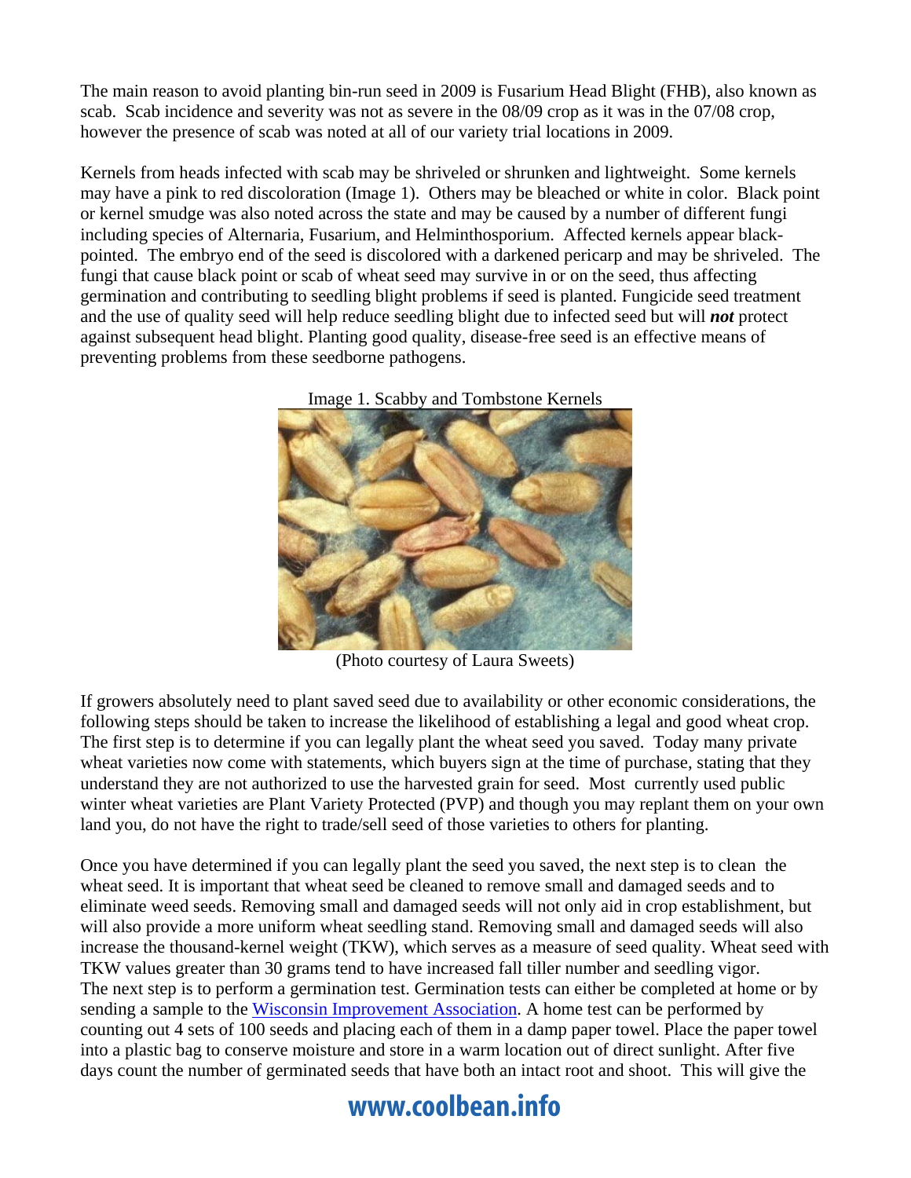The main reason to avoid planting bin-run seed in 2009 is Fusarium Head Blight (FHB), also known as scab. Scab incidence and severity was not as severe in the 08/09 crop as it was in the 07/08 crop, however the presence of scab was noted at all of our variety trial locations in 2009.

Kernels from heads infected with scab may be shriveled or shrunken and lightweight. Some kernels may have a pink to red discoloration (Image 1). Others may be bleached or white in color. Black point or kernel smudge was also noted across the state and may be caused by a number of different fungi including species of Alternaria, Fusarium, and Helminthosporium. Affected kernels appear black-pointed. The embryo end of the seed is discolored with a darkened pericarp and may be shriveled. The fungi that cause black point or scab of wheat seed may survive in or on the seed, thus affecting germination and contributing to seedling blight problems if seed is planted. Fungicide seed treatment and the use of quality seed will help reduce seedling blight due to infected seed but will ***not*** protect against subsequent head blight. Planting good quality, disease-free seed is an effective means of preventing problems from these seedborne pathogens.

Image 1. Scabby and Tombstone Kernels

(Photo courtesy of Laura Sweets)

If growers absolutely need to plant saved seed due to availability or other economic considerations, the following steps should be taken to increase the likelihood of establishing a legal and good wheat crop. The first step is to determine if you can legally plant the wheat seed you saved. Today many private wheat varieties now come with statements, which buyers sign at the time of purchase, stating that they understand they are not authorized to use the harvested grain for seed. Most currently used public winter wheat varieties are Plant Variety Protected (PVP) and though you may replant them on your own land you, do not have the right to trade/sell seed of those varieties to others for planting.

Once you have determined if you can legally plant the seed you saved, the next step is to clean the wheat seed. It is important that wheat seed be cleaned to remove small and damaged seeds and to eliminate weed seeds. Removing small and damaged seeds will not only aid in crop establishment, but will also provide a more uniform wheat seedling stand. Removing small and damaged seeds will also increase the thousand-kernel weight (TKW), which serves as a measure of seed quality. Wheat seed with TKW values greater than 30 grams tend to have increased fall tiller number and seedling vigor. The next step is to perform a germination test. Germination tests can either be completed at home or by sending a sample to the [Wisconsin Improvement Association](). A home test can be performed by counting out 4 sets of 100 seeds and placing each of them in a damp paper towel. Place the paper towel into a plastic bag to conserve moisture and store in a warm location out of direct sunlight. After five days count the number of germinated seeds that have both an intact root and shoot. This will give the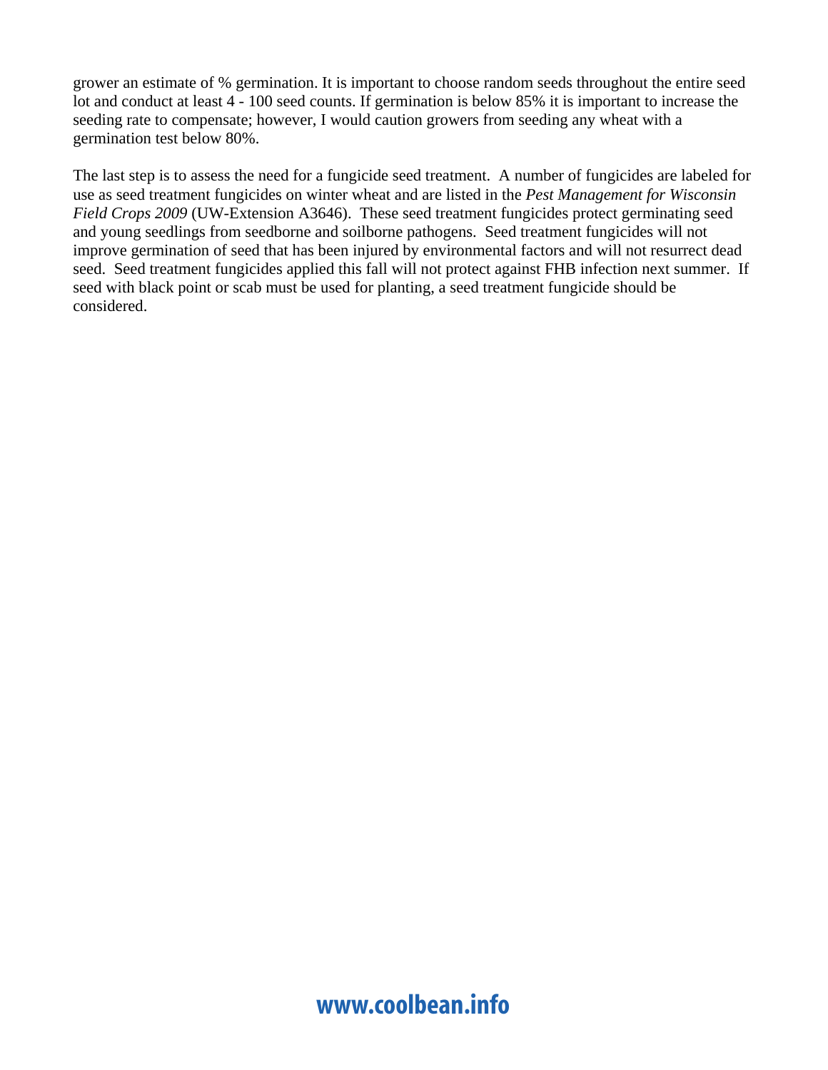grower an estimate of % germination. It is important to choose random seeds throughout the entire seed lot and conduct at least 4 - 100 seed counts. If germination is below 85% it is important to increase the seeding rate to compensate; however, I would caution growers from seeding any wheat with a germination test below 80%.

The last step is to assess the need for a fungicide seed treatment. A number of fungicides are labeled for use as seed treatment fungicides on winter wheat and are listed in the *Pest Management for Wisconsin Field Crops 2009* (UW-Extension A3646). These seed treatment fungicides protect germinating seed and young seedlings from seedborne and soilborne pathogens. Seed treatment fungicides will not improve germination of seed that has been injured by environmental factors and will not resurrect dead seed. Seed treatment fungicides applied this fall will not protect against FHB infection next summer. If seed with black point or scab must be used for planting, a seed treatment fungicide should be considered.